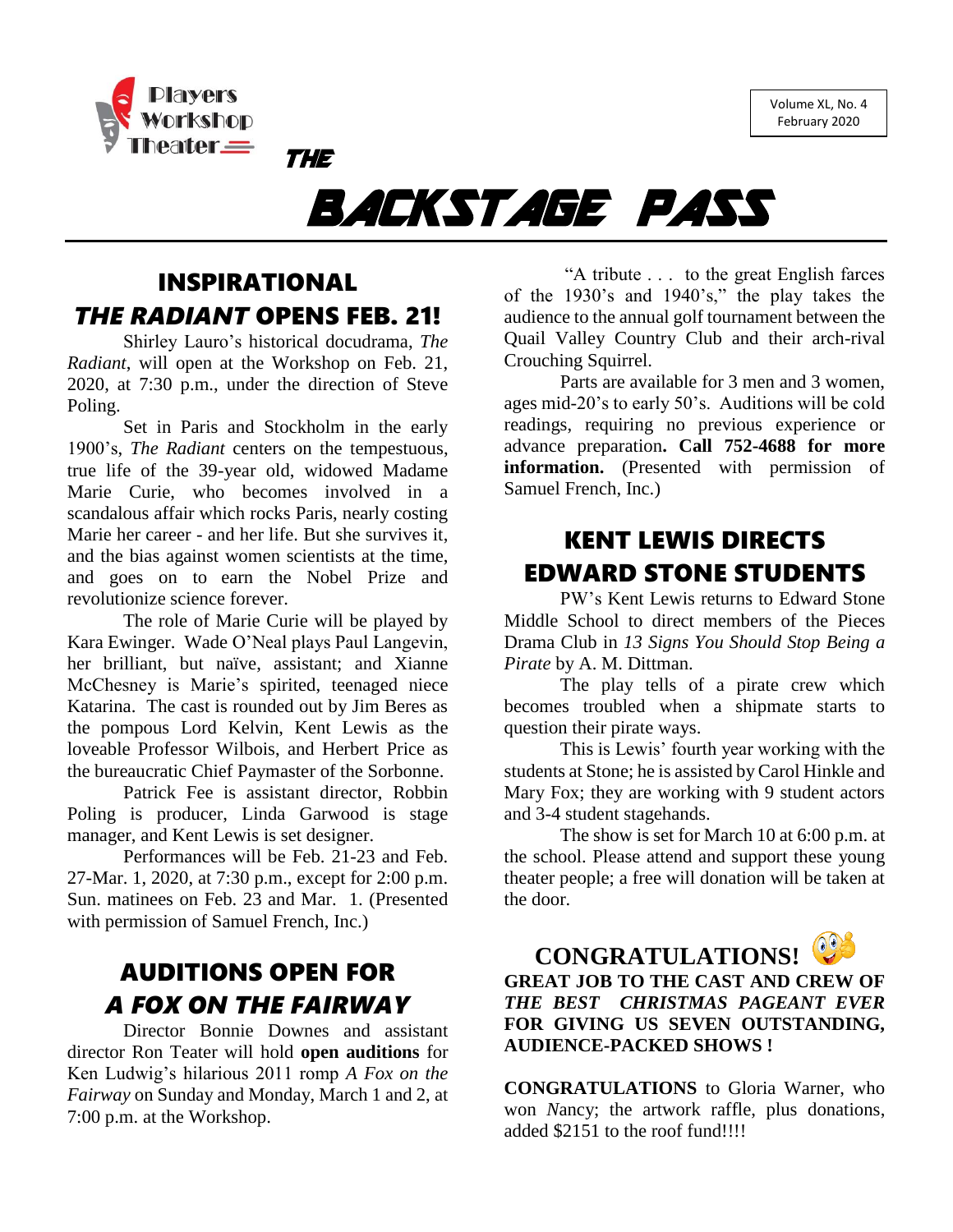Players Workshop Theater

Volume XL, No. 4
February 2020

# THE BACKSTAGE PASS

## INSPIRATIONAL *THE RADIANT* OPENS FEB. 21!

Shirley Lauro's historical docudrama, *The Radiant*, will open at the Workshop on Feb. 21, 2020, at 7:30 p.m., under the direction of Steve Poling.

Set in Paris and Stockholm in the early 1900's, *The Radiant* centers on the tempestuous, true life of the 39-year old, widowed Madame Marie Curie, who becomes involved in a scandalous affair which rocks Paris, nearly costing Marie her career - and her life. But she survives it, and the bias against women scientists at the time, and goes on to earn the Nobel Prize and revolutionize science forever.

The role of Marie Curie will be played by Kara Ewinger. Wade O'Neal plays Paul Langevin, her brilliant, but naïve, assistant; and Xianne McChesney is Marie's spirited, teenaged niece Katarina. The cast is rounded out by Jim Beres as the pompous Lord Kelvin, Kent Lewis as the loveable Professor Wilbois, and Herbert Price as the bureaucratic Chief Paymaster of the Sorbonne.

Patrick Fee is assistant director, Robbin Poling is producer, Linda Garwood is stage manager, and Kent Lewis is set designer.

Performances will be Feb. 21-23 and Feb. 27-Mar. 1, 2020, at 7:30 p.m., except for 2:00 p.m. Sun. matinees on Feb. 23 and Mar. 1. (Presented with permission of Samuel French, Inc.)

## AUDITIONS OPEN FOR *A FOX ON THE FAIRWAY*

Director Bonnie Downes and assistant director Ron Teater will hold **open auditions** for Ken Ludwig's hilarious 2011 romp *A Fox on the Fairway* on Sunday and Monday, March 1 and 2, at 7:00 p.m. at the Workshop.

"A tribute . . . to the great English farces of the 1930's and 1940's," the play takes the audience to the annual golf tournament between the Quail Valley Country Club and their arch-rival Crouching Squirrel.

Parts are available for 3 men and 3 women, ages mid-20's to early 50's. Auditions will be cold readings, requiring no previous experience or advance preparation**. Call 752-4688 for more information.** (Presented with permission of Samuel French, Inc.)

## KENT LEWIS DIRECTS EDWARD STONE STUDENTS

PW's Kent Lewis returns to Edward Stone Middle School to direct members of the Pieces Drama Club in *13 Signs You Should Stop Being a Pirate* by A. M. Dittman.

The play tells of a pirate crew which becomes troubled when a shipmate starts to question their pirate ways.

This is Lewis' fourth year working with the students at Stone; he is assisted by Carol Hinkle and Mary Fox; they are working with 9 student actors and 3-4 student stagehands.

The show is set for March 10 at 6:00 p.m. at the school. Please attend and support these young theater people; a free will donation will be taken at the door.

## CONGRATULATIONS!

**GREAT JOB TO THE CAST AND CREW OF *THE BEST CHRISTMAS PAGEANT EVER* FOR GIVING US SEVEN OUTSTANDING, AUDIENCE-PACKED SHOWS !**

**CONGRATULATIONS** to Gloria Warner, who won *N*ancy; the artwork raffle, plus donations, added $2151 to the roof fund!!!!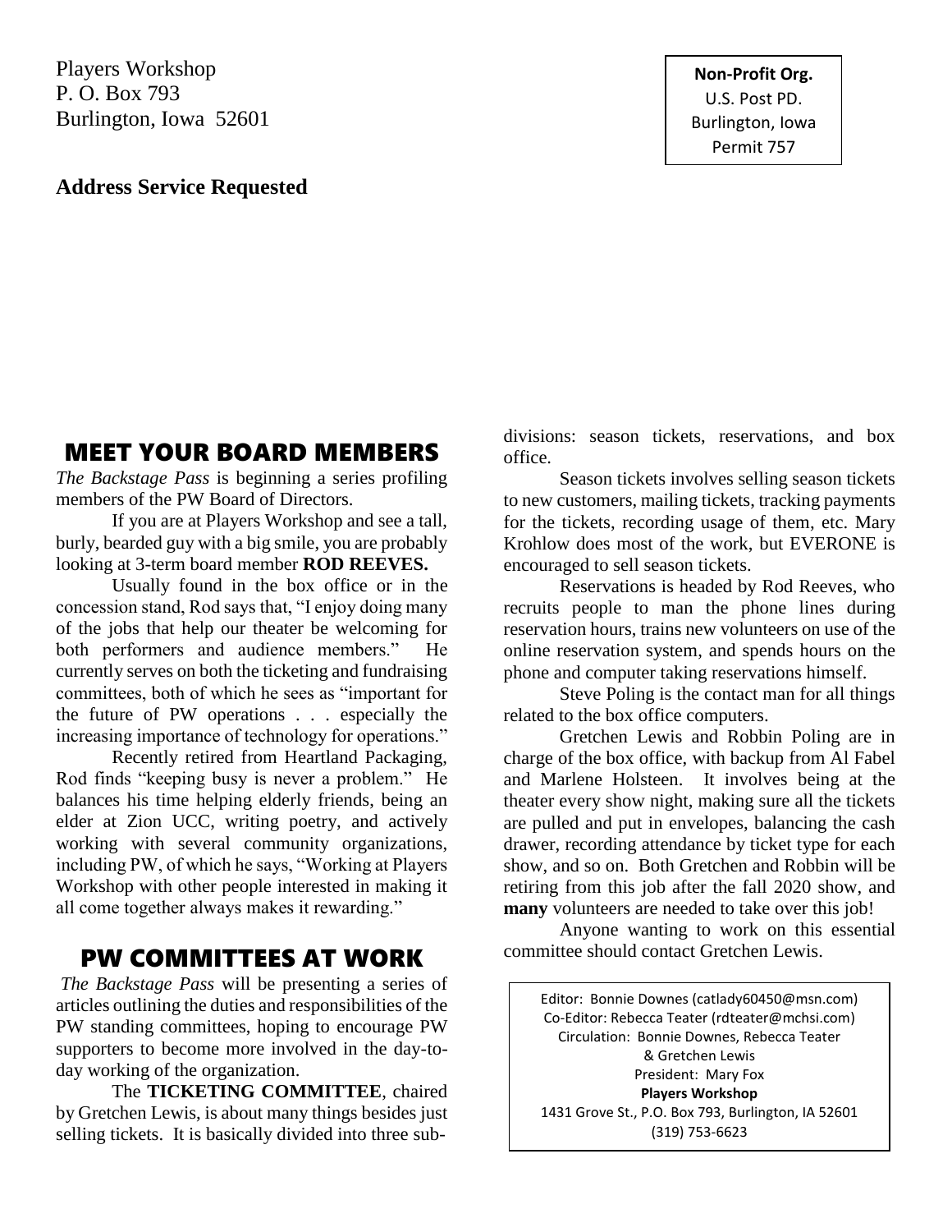Players Workshop
P. O. Box 793
Burlington, Iowa 52601

**Address Service Requested**

**Non-Profit Org.**
U.S. Post PD.
Burlington, Iowa
Permit 757

## MEET YOUR BOARD MEMBERS

*The Backstage Pass* is beginning a series profiling members of the PW Board of Directors.

If you are at Players Workshop and see a tall, burly, bearded guy with a big smile, you are probably looking at 3-term board member **ROD REEVES.**

Usually found in the box office or in the concession stand, Rod says that, "I enjoy doing many of the jobs that help our theater be welcoming for both performers and audience members." He currently serves on both the ticketing and fundraising committees, both of which he sees as "important for the future of PW operations . . . especially the increasing importance of technology for operations."

Recently retired from Heartland Packaging, Rod finds "keeping busy is never a problem." He balances his time helping elderly friends, being an elder at Zion UCC, writing poetry, and actively working with several community organizations, including PW, of which he says, "Working at Players Workshop with other people interested in making it all come together always makes it rewarding."

## PW COMMITTEES AT WORK

*The Backstage Pass* will be presenting a series of articles outlining the duties and responsibilities of the PW standing committees, hoping to encourage PW supporters to become more involved in the day-to-day working of the organization.

The **TICKETING COMMITTEE**, chaired by Gretchen Lewis, is about many things besides just selling tickets. It is basically divided into three sub-divisions: season tickets, reservations, and box office.

Season tickets involves selling season tickets to new customers, mailing tickets, tracking payments for the tickets, recording usage of them, etc. Mary Krohlow does most of the work, but EVERONE is encouraged to sell season tickets.

Reservations is headed by Rod Reeves, who recruits people to man the phone lines during reservation hours, trains new volunteers on use of the online reservation system, and spends hours on the phone and computer taking reservations himself.

Steve Poling is the contact man for all things related to the box office computers.

Gretchen Lewis and Robbin Poling are in charge of the box office, with backup from Al Fabel and Marlene Holsteen. It involves being at the theater every show night, making sure all the tickets are pulled and put in envelopes, balancing the cash drawer, recording attendance by ticket type for each show, and so on. Both Gretchen and Robbin will be retiring from this job after the fall 2020 show, and **many** volunteers are needed to take over this job!

Anyone wanting to work on this essential committee should contact Gretchen Lewis.

Editor: Bonnie Downes (catlady60450@msn.com)
Co-Editor: Rebecca Teater (rdteater@mchsi.com)
Circulation: Bonnie Downes, Rebecca Teater & Gretchen Lewis
President: Mary Fox
**Players Workshop**
1431 Grove St., P.O. Box 793, Burlington, IA 52601
(319) 753-6623